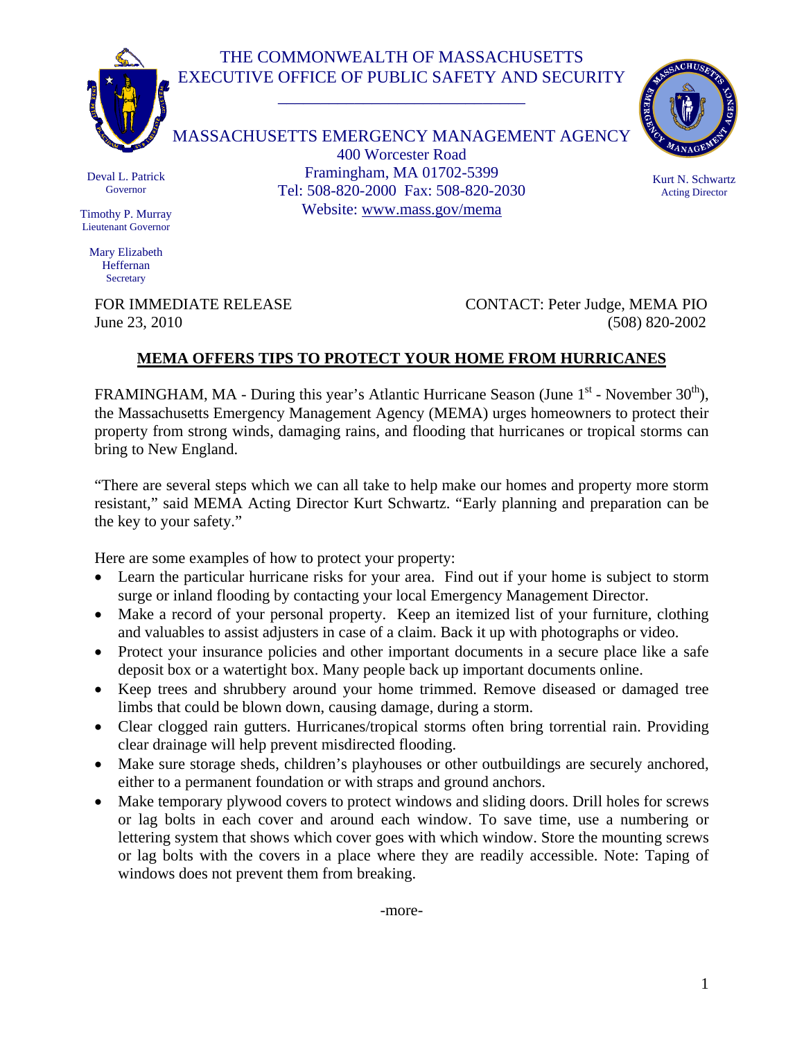THE COMMONWEALTH OF MASSACHUSETTS
EXECUTIVE OFFICE OF PUBLIC SAFETY AND SECURITY

MASSACHUSETTS EMERGENCY MANAGEMENT AGENCY
400 Worcester Road
Framingham, MA 01702-5399
Tel: 508-820-2000 Fax: 508-820-2030
Website: www.mass.gov/mema

Deval L. Patrick
Governor

Timothy P. Murray
Lieutenant Governor

Mary Elizabeth Heffernan
Secretary

Kurt N. Schwartz
Acting Director

FOR IMMEDIATE RELEASE
June 23, 2010

CONTACT: Peter Judge, MEMA PIO
(508) 820-2002

## MEMA OFFERS TIPS TO PROTECT YOUR HOME FROM HURRICANES

FRAMINGHAM, MA - During this year's Atlantic Hurricane Season (June 1st - November 30th), the Massachusetts Emergency Management Agency (MEMA) urges homeowners to protect their property from strong winds, damaging rains, and flooding that hurricanes or tropical storms can bring to New England.

"There are several steps which we can all take to help make our homes and property more storm resistant," said MEMA Acting Director Kurt Schwartz. "Early planning and preparation can be the key to your safety."

Here are some examples of how to protect your property:

- Learn the particular hurricane risks for your area. Find out if your home is subject to storm surge or inland flooding by contacting your local Emergency Management Director.
- Make a record of your personal property. Keep an itemized list of your furniture, clothing and valuables to assist adjusters in case of a claim. Back it up with photographs or video.
- Protect your insurance policies and other important documents in a secure place like a safe deposit box or a watertight box. Many people back up important documents online.
- Keep trees and shrubbery around your home trimmed. Remove diseased or damaged tree limbs that could be blown down, causing damage, during a storm.
- Clear clogged rain gutters. Hurricanes/tropical storms often bring torrential rain. Providing clear drainage will help prevent misdirected flooding.
- Make sure storage sheds, children's playhouses or other outbuildings are securely anchored, either to a permanent foundation or with straps and ground anchors.
- Make temporary plywood covers to protect windows and sliding doors. Drill holes for screws or lag bolts in each cover and around each window. To save time, use a numbering or lettering system that shows which cover goes with which window. Store the mounting screws or lag bolts with the covers in a place where they are readily accessible. Note: Taping of windows does not prevent them from breaking.

-more-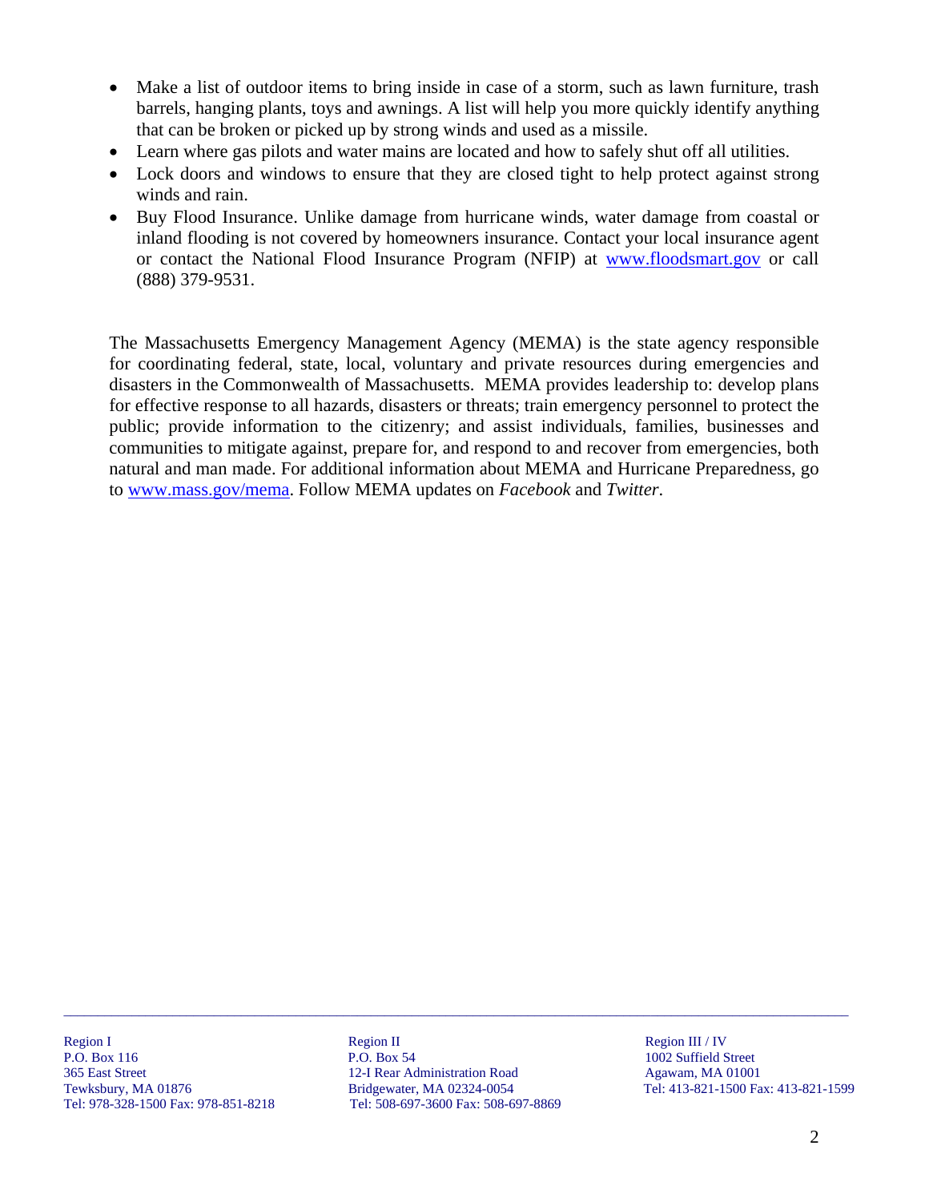- Make a list of outdoor items to bring inside in case of a storm, such as lawn furniture, trash barrels, hanging plants, toys and awnings. A list will help you more quickly identify anything that can be broken or picked up by strong winds and used as a missile.
- Learn where gas pilots and water mains are located and how to safely shut off all utilities.
- Lock doors and windows to ensure that they are closed tight to help protect against strong winds and rain.
- Buy Flood Insurance. Unlike damage from hurricane winds, water damage from coastal or inland flooding is not covered by homeowners insurance. Contact your local insurance agent or contact the National Flood Insurance Program (NFIP) at www.floodsmart.gov or call (888) 379-9531.

The Massachusetts Emergency Management Agency (MEMA) is the state agency responsible for coordinating federal, state, local, voluntary and private resources during emergencies and disasters in the Commonwealth of Massachusetts. MEMA provides leadership to: develop plans for effective response to all hazards, disasters or threats; train emergency personnel to protect the public; provide information to the citizenry; and assist individuals, families, businesses and communities to mitigate against, prepare for, and respond to and recover from emergencies, both natural and man made. For additional information about MEMA and Hurricane Preparedness, go to www.mass.gov/mema. Follow MEMA updates on *Facebook* and *Twitter*.